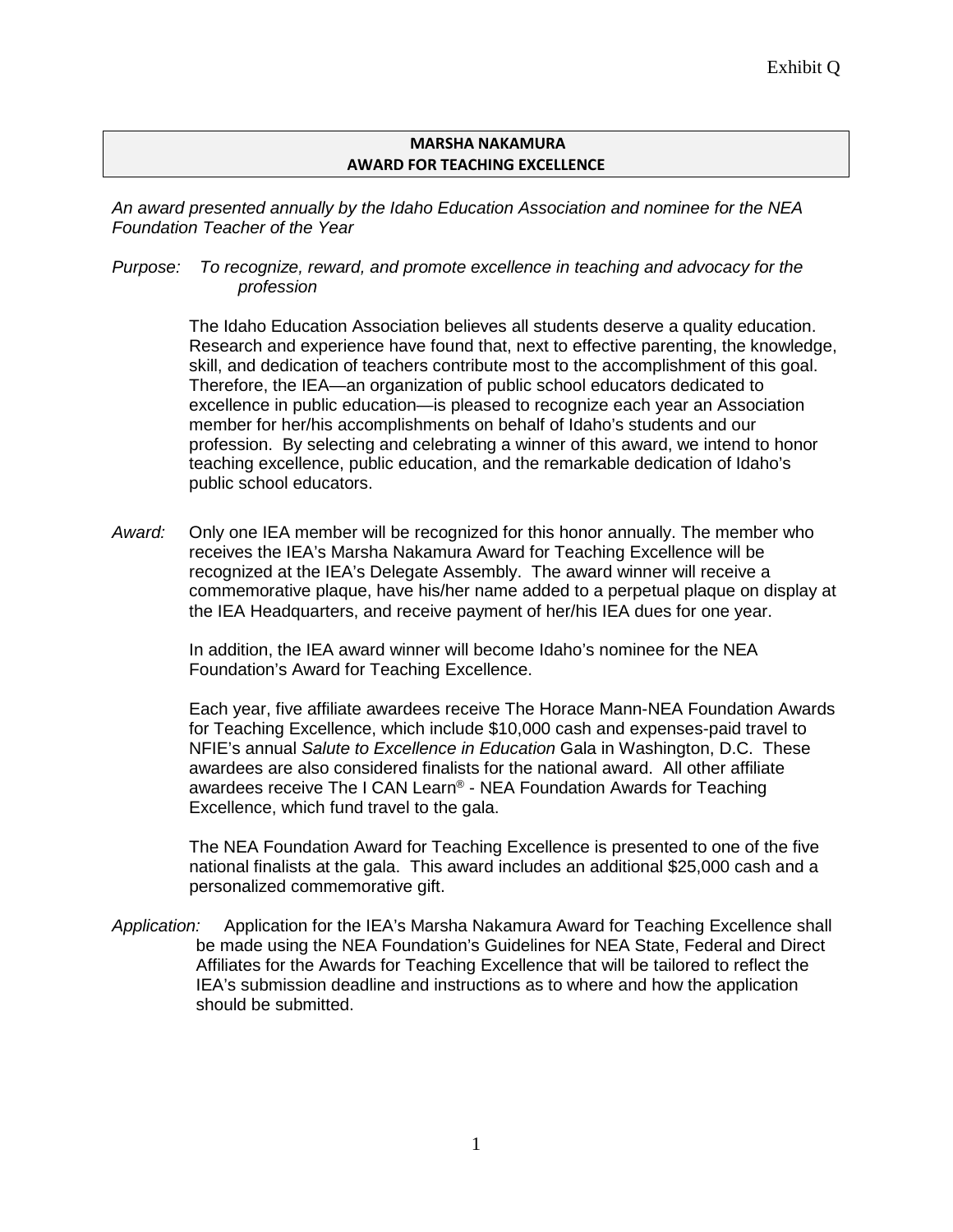Exhibit Q

# MARSHA NAKAMURA
# AWARD FOR TEACHING EXCELLENCE

*An award presented annually by the Idaho Education Association and nominee for the NEA Foundation Teacher of the Year*

*Purpose:* *To recognize, reward, and promote excellence in teaching and advocacy for the profession*

The Idaho Education Association believes all students deserve a quality education. Research and experience have found that, next to effective parenting, the knowledge, skill, and dedication of teachers contribute most to the accomplishment of this goal. Therefore, the IEA—an organization of public school educators dedicated to excellence in public education—is pleased to recognize each year an Association member for her/his accomplishments on behalf of Idaho's students and our profession. By selecting and celebrating a winner of this award, we intend to honor teaching excellence, public education, and the remarkable dedication of Idaho's public school educators.

*Award:* Only one IEA member will be recognized for this honor annually. The member who receives the IEA's Marsha Nakamura Award for Teaching Excellence will be recognized at the IEA's Delegate Assembly. The award winner will receive a commemorative plaque, have his/her name added to a perpetual plaque on display at the IEA Headquarters, and receive payment of her/his IEA dues for one year.

In addition, the IEA award winner will become Idaho's nominee for the NEA Foundation's Award for Teaching Excellence.

Each year, five affiliate awardees receive The Horace Mann-NEA Foundation Awards for Teaching Excellence, which include $10,000 cash and expenses-paid travel to NFIE's annual *Salute to Excellence in Education* Gala in Washington, D.C. These awardees are also considered finalists for the national award. All other affiliate awardees receive The I CAN Learn® - NEA Foundation Awards for Teaching Excellence, which fund travel to the gala.

The NEA Foundation Award for Teaching Excellence is presented to one of the five national finalists at the gala. This award includes an additional $25,000 cash and a personalized commemorative gift.

*Application:* Application for the IEA's Marsha Nakamura Award for Teaching Excellence shall be made using the NEA Foundation's Guidelines for NEA State, Federal and Direct Affiliates for the Awards for Teaching Excellence that will be tailored to reflect the IEA's submission deadline and instructions as to where and how the application should be submitted.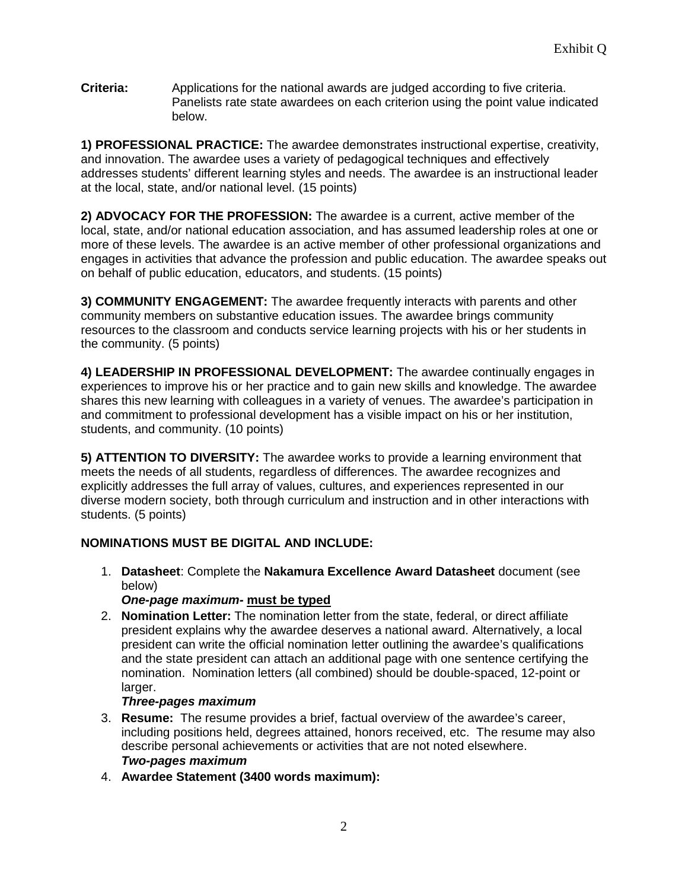**Criteria:** Applications for the national awards are judged according to five criteria. Panelists rate state awardees on each criterion using the point value indicated below.

**1) PROFESSIONAL PRACTICE:** The awardee demonstrates instructional expertise, creativity, and innovation. The awardee uses a variety of pedagogical techniques and effectively addresses students' different learning styles and needs. The awardee is an instructional leader at the local, state, and/or national level. (15 points)

**2) ADVOCACY FOR THE PROFESSION:** The awardee is a current, active member of the local, state, and/or national education association, and has assumed leadership roles at one or more of these levels. The awardee is an active member of other professional organizations and engages in activities that advance the profession and public education. The awardee speaks out on behalf of public education, educators, and students. (15 points)

**3) COMMUNITY ENGAGEMENT:** The awardee frequently interacts with parents and other community members on substantive education issues. The awardee brings community resources to the classroom and conducts service learning projects with his or her students in the community. (5 points)

**4) LEADERSHIP IN PROFESSIONAL DEVELOPMENT:** The awardee continually engages in experiences to improve his or her practice and to gain new skills and knowledge. The awardee shares this new learning with colleagues in a variety of venues. The awardee's participation in and commitment to professional development has a visible impact on his or her institution, students, and community. (10 points)

**5) ATTENTION TO DIVERSITY:** The awardee works to provide a learning environment that meets the needs of all students, regardless of differences. The awardee recognizes and explicitly addresses the full array of values, cultures, and experiences represented in our diverse modern society, both through curriculum and instruction and in other interactions with students. (5 points)

**NOMINATIONS MUST BE DIGITAL AND INCLUDE:**

1. **Datasheet**: Complete the **Nakamura Excellence Award Datasheet** document (see below)
   ***One-page maximum-*** **<u>must be typed</u>**
2. **Nomination Letter:** The nomination letter from the state, federal, or direct affiliate president explains why the awardee deserves a national award. Alternatively, a local president can write the official nomination letter outlining the awardee's qualifications and the state president can attach an additional page with one sentence certifying the nomination. Nomination letters (all combined) should be double-spaced, 12-point or larger.
   ***Three-pages maximum***
3. **Resume:** The resume provides a brief, factual overview of the awardee's career, including positions held, degrees attained, honors received, etc. The resume may also describe personal achievements or activities that are not noted elsewhere.
   ***Two-pages maximum***
4. **Awardee Statement (3400 words maximum):**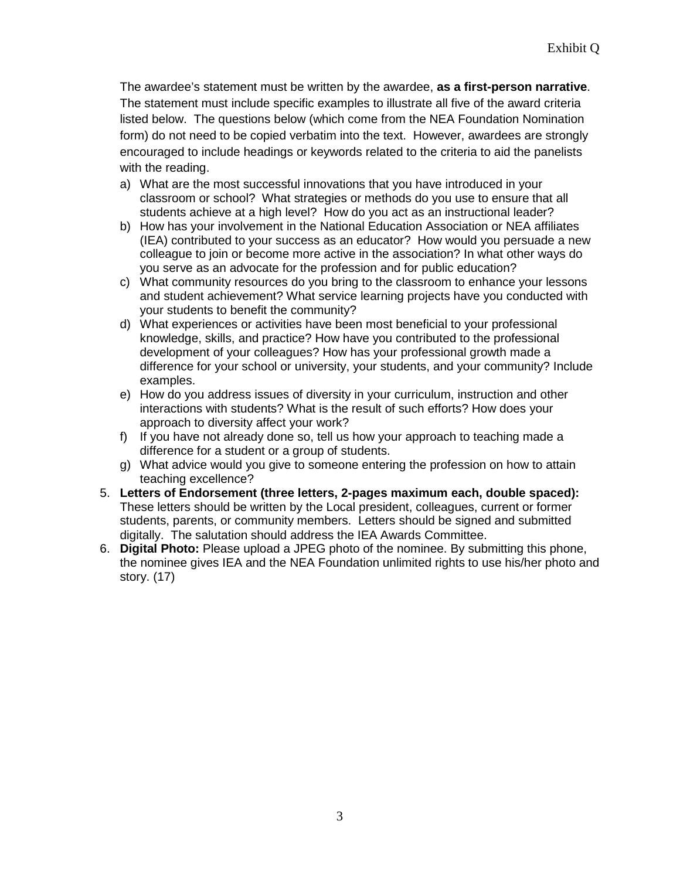The awardee's statement must be written by the awardee, **as a first-person narrative**. The statement must include specific examples to illustrate all five of the award criteria listed below. The questions below (which come from the NEA Foundation Nomination form) do not need to be copied verbatim into the text. However, awardees are strongly encouraged to include headings or keywords related to the criteria to aid the panelists with the reading.

a) What are the most successful innovations that you have introduced in your classroom or school? What strategies or methods do you use to ensure that all students achieve at a high level? How do you act as an instructional leader?
b) How has your involvement in the National Education Association or NEA affiliates (IEA) contributed to your success as an educator? How would you persuade a new colleague to join or become more active in the association? In what other ways do you serve as an advocate for the profession and for public education?
c) What community resources do you bring to the classroom to enhance your lessons and student achievement? What service learning projects have you conducted with your students to benefit the community?
d) What experiences or activities have been most beneficial to your professional knowledge, skills, and practice? How have you contributed to the professional development of your colleagues? How has your professional growth made a difference for your school or university, your students, and your community? Include examples.
e) How do you address issues of diversity in your curriculum, instruction and other interactions with students? What is the result of such efforts? How does your approach to diversity affect your work?
f) If you have not already done so, tell us how your approach to teaching made a difference for a student or a group of students.
g) What advice would you give to someone entering the profession on how to attain teaching excellence?

5. **Letters of Endorsement (three letters, 2-pages maximum each, double spaced):** These letters should be written by the Local president, colleagues, current or former students, parents, or community members. Letters should be signed and submitted digitally. The salutation should address the IEA Awards Committee.
6. **Digital Photo:** Please upload a JPEG photo of the nominee. By submitting this phone, the nominee gives IEA and the NEA Foundation unlimited rights to use his/her photo and story. (17)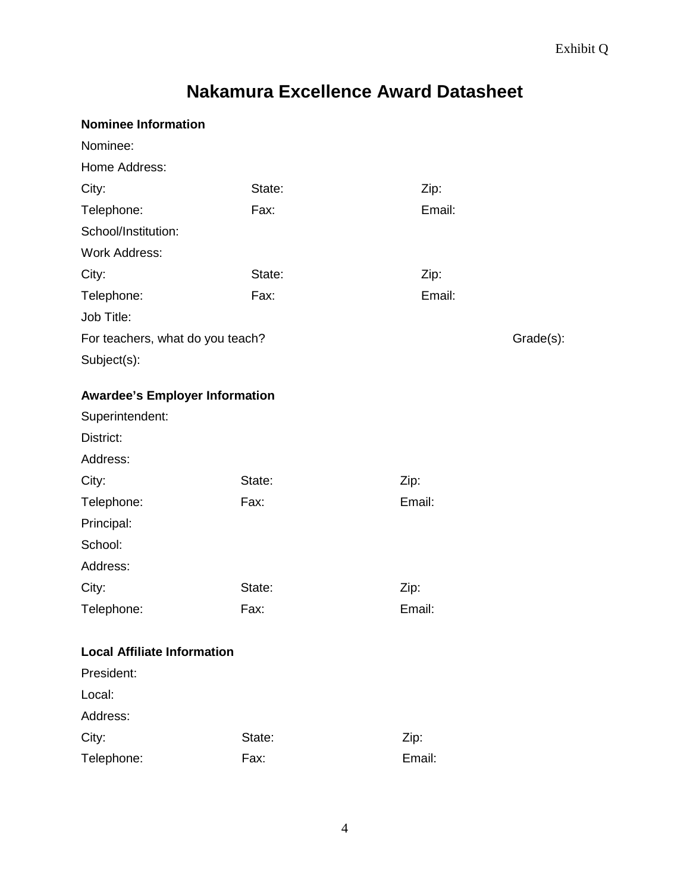Exhibit Q

# Nakamura Excellence Award Datasheet

**Nominee Information**

Nominee:

Home Address:

City: State: Zip:

Telephone: Fax: Email:

School/Institution:

Work Address:

City: State: Zip:

Telephone: Fax: Email:

Job Title:

For teachers, what do you teach? Grade(s):

Subject(s):

**Awardee's Employer Information**

Superintendent:

District:

Address:

City: State: Zip:

Telephone: Fax: Email:

Principal:

School:

Address:

City: State: Zip:

Telephone: Fax: Email:

**Local Affiliate Information**

President:

Local:

Address:

City: State: Zip:

Telephone: Fax: Email: